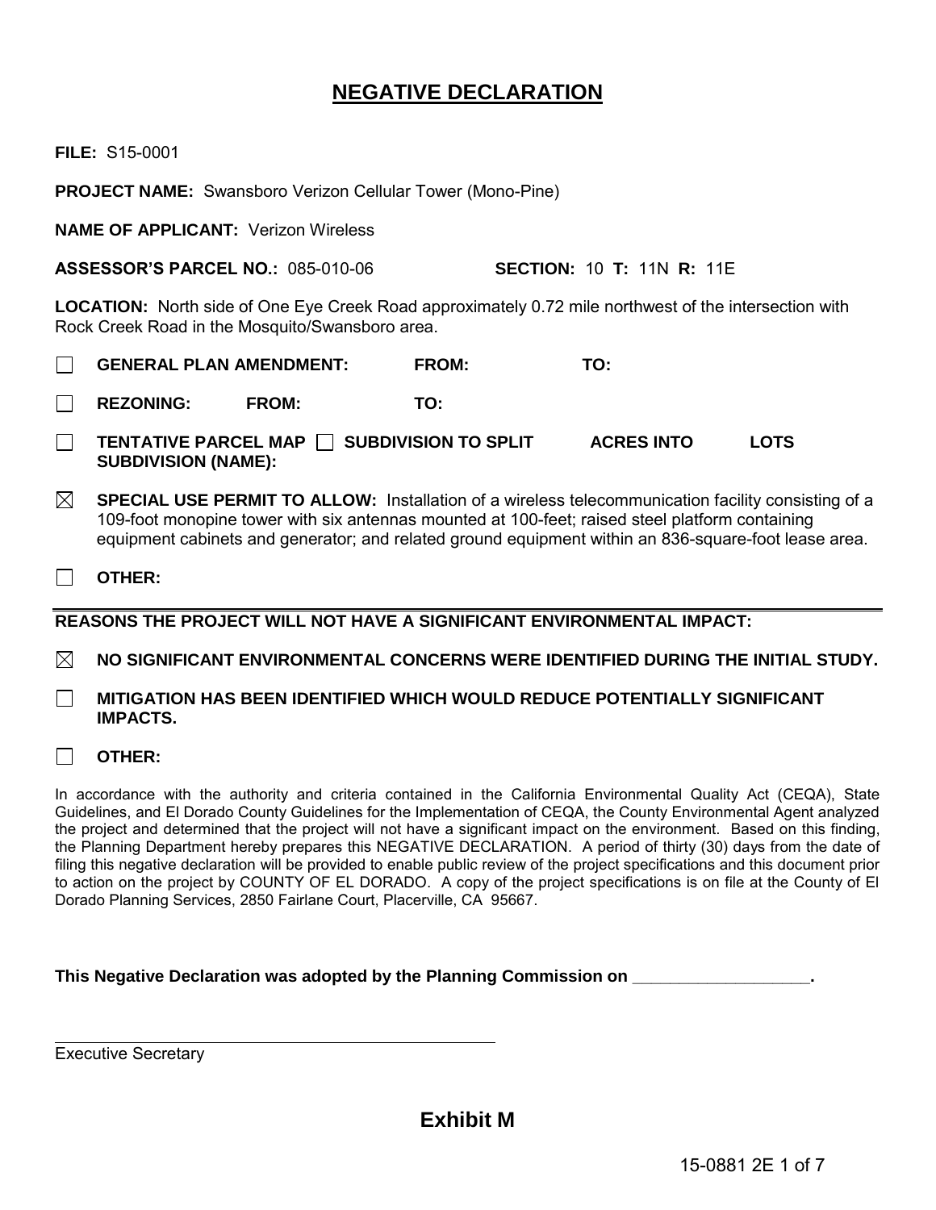# NEGATIVE DECLARATION

**FILE:** S15-0001

**PROJECT NAME:** Swansboro Verizon Cellular Tower (Mono-Pine)

**NAME OF APPLICANT:** Verizon Wireless

**ASSESSOR'S PARCEL NO.:** 085-010-06 **SECTION:** 10 **T:** 11N **R:** 11E

**LOCATION:** North side of One Eye Creek Road approximately 0.72 mile northwest of the intersection with Rock Creek Road in the Mosquito/Swansboro area.

☐ **GENERAL PLAN AMENDMENT: FROM: TO:**

☐ **REZONING: FROM: TO:**

☐ **TENTATIVE PARCEL MAP** ☐ **SUBDIVISION TO SPLIT ACRES INTO LOTS SUBDIVISION (NAME):**

☒ **SPECIAL USE PERMIT TO ALLOW:** Installation of a wireless telecommunication facility consisting of a 109-foot monopine tower with six antennas mounted at 100-feet; raised steel platform containing equipment cabinets and generator; and related ground equipment within an 836-square-foot lease area.

☐ **OTHER:**

---

**REASONS THE PROJECT WILL NOT HAVE A SIGNIFICANT ENVIRONMENTAL IMPACT:**

☒ **NO SIGNIFICANT ENVIRONMENTAL CONCERNS WERE IDENTIFIED DURING THE INITIAL STUDY.**

☐ **MITIGATION HAS BEEN IDENTIFIED WHICH WOULD REDUCE POTENTIALLY SIGNIFICANT IMPACTS.**

☐ **OTHER:**

In accordance with the authority and criteria contained in the California Environmental Quality Act (CEQA), State Guidelines, and El Dorado County Guidelines for the Implementation of CEQA, the County Environmental Agent analyzed the project and determined that the project will not have a significant impact on the environment. Based on this finding, the Planning Department hereby prepares this NEGATIVE DECLARATION. A period of thirty (30) days from the date of filing this negative declaration will be provided to enable public review of the project specifications and this document prior to action on the project by COUNTY OF EL DORADO. A copy of the project specifications is on file at the County of El Dorado Planning Services, 2850 Fairlane Court, Placerville, CA 95667.

**This Negative Declaration was adopted by the Planning Commission on \_\_\_\_\_\_\_\_\_\_\_\_\_\_\_\_\_\_.**

\_\_\_\_\_\_\_\_\_\_\_\_\_\_\_\_\_\_\_\_\_\_\_\_\_\_\_\_\_\_\_\_\_\_\_\_\_\_\_\_

Executive Secretary

## Exhibit M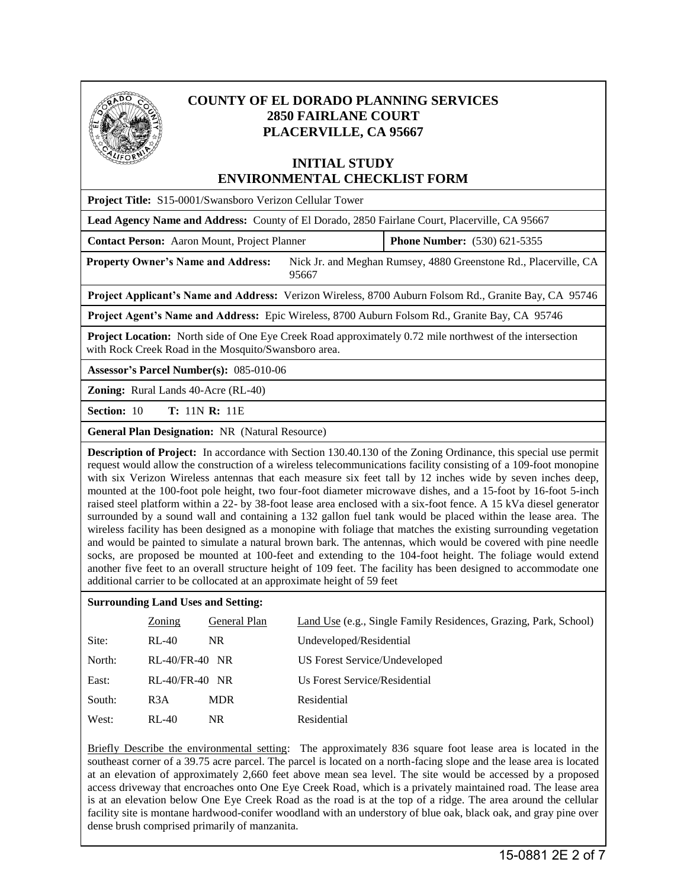# COUNTY OF EL DORADO PLANNING SERVICES
## 2850 FAIRLANE COURT
## PLACERVILLE, CA 95667

## INITIAL STUDY
## ENVIRONMENTAL CHECKLIST FORM

**Project Title:** S15-0001/Swansboro Verizon Cellular Tower

**Lead Agency Name and Address:** County of El Dorado, 2850 Fairlane Court, Placerville, CA 95667

**Contact Person:** Aaron Mount, Project Planner | **Phone Number:** (530) 621-5355

**Property Owner's Name and Address:** Nick Jr. and Meghan Rumsey, 4880 Greenstone Rd., Placerville, CA 95667

**Project Applicant's Name and Address:** Verizon Wireless, 8700 Auburn Folsom Rd., Granite Bay, CA 95746

**Project Agent's Name and Address:** Epic Wireless, 8700 Auburn Folsom Rd., Granite Bay, CA 95746

**Project Location:** North side of One Eye Creek Road approximately 0.72 mile northwest of the intersection with Rock Creek Road in the Mosquito/Swansboro area.

**Assessor's Parcel Number(s):** 085-010-06

**Zoning:** Rural Lands 40-Acre (RL-40)

**Section:** 10 **T:** 11N **R:** 11E

**General Plan Designation:** NR (Natural Resource)

**Description of Project:** In accordance with Section 130.40.130 of the Zoning Ordinance, this special use permit request would allow the construction of a wireless telecommunications facility consisting of a 109-foot monopine with six Verizon Wireless antennas that each measure six feet tall by 12 inches wide by seven inches deep, mounted at the 100-foot pole height, two four-foot diameter microwave dishes, and a 15-foot by 16-foot 5-inch raised steel platform within a 22- by 38-foot lease area enclosed with a six-foot fence. A 15 kVa diesel generator surrounded by a sound wall and containing a 132 gallon fuel tank would be placed within the lease area. The wireless facility has been designed as a monopine with foliage that matches the existing surrounding vegetation and would be painted to simulate a natural brown bark. The antennas, which would be covered with pine needle socks, are proposed be mounted at 100-feet and extending to the 104-foot height. The foliage would extend another five feet to an overall structure height of 109 feet. The facility has been designed to accommodate one additional carrier to be collocated at an approximate height of 59 feet

**Surrounding Land Uses and Setting:**

| | Zoning | General Plan | Land Use (e.g., Single Family Residences, Grazing, Park, School) |
|---|---|---|---|
| Site: | RL-40 | NR | Undeveloped/Residential |
| North: | RL-40/FR-40 | NR | US Forest Service/Undeveloped |
| East: | RL-40/FR-40 | NR | Us Forest Service/Residential |
| South: | R3A | MDR | Residential |
| West: | RL-40 | NR | Residential |

Briefly Describe the environmental setting: The approximately 836 square foot lease area is located in the southeast corner of a 39.75 acre parcel. The parcel is located on a north-facing slope and the lease area is located at an elevation of approximately 2,660 feet above mean sea level. The site would be accessed by a proposed access driveway that encroaches onto One Eye Creek Road, which is a privately maintained road. The lease area is at an elevation below One Eye Creek Road as the road is at the top of a ridge. The area around the cellular facility site is montane hardwood-conifer woodland with an understory of blue oak, black oak, and gray pine over dense brush comprised primarily of manzanita.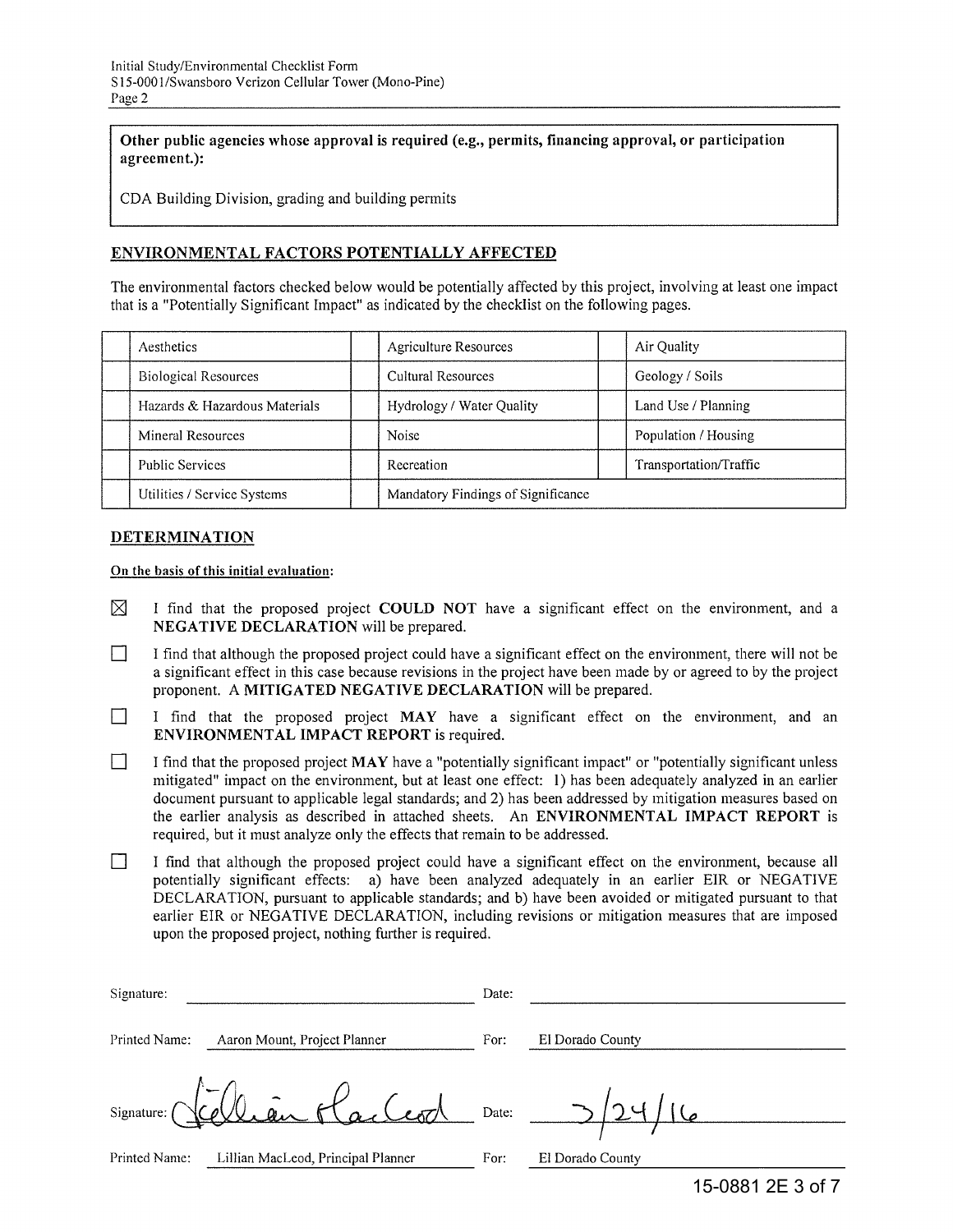**Other public agencies whose approval is required (e.g., permits, financing approval, or participation agreement.):**

CDA Building Division, grading and building permits

## ENVIRONMENTAL FACTORS POTENTIALLY AFFECTED

The environmental factors checked below would be potentially affected by this project, involving at least one impact that is a "Potentially Significant Impact" as indicated by the checklist on the following pages.

| | | | | | |
|---|---|---|---|---|---|
| | Aesthetics | | Agriculture Resources | | Air Quality |
| | Biological Resources | | Cultural Resources | | Geology / Soils |
| | Hazards & Hazardous Materials | | Hydrology / Water Quality | | Land Use / Planning |
| | Mineral Resources | | Noise | | Population / Housing |
| | Public Services | | Recreation | | Transportation/Traffic |
| | Utilities / Service Systems | | Mandatory Findings of Significance | | |

## DETERMINATION

**On the basis of this initial evaluation:**

☒ I find that the proposed project **COULD NOT** have a significant effect on the environment, and a **NEGATIVE DECLARATION** will be prepared.

☐ I find that although the proposed project could have a significant effect on the environment, there will not be a significant effect in this case because revisions in the project have been made by or agreed to by the project proponent. A **MITIGATED NEGATIVE DECLARATION** will be prepared.

☐ I find that the proposed project **MAY** have a significant effect on the environment, and an **ENVIRONMENTAL IMPACT REPORT** is required.

☐ I find that the proposed project **MAY** have a "potentially significant impact" or "potentially significant unless mitigated" impact on the environment, but at least one effect: 1) has been adequately analyzed in an earlier document pursuant to applicable legal standards; and 2) has been addressed by mitigation measures based on the earlier analysis as described in attached sheets. An **ENVIRONMENTAL IMPACT REPORT** is required, but it must analyze only the effects that remain to be addressed.

☐ I find that although the proposed project could have a significant effect on the environment, because all potentially significant effects: a) have been analyzed adequately in an earlier EIR or NEGATIVE DECLARATION, pursuant to applicable standards; and b) have been avoided or mitigated pursuant to that earlier EIR or NEGATIVE DECLARATION, including revisions or mitigation measures that are imposed upon the proposed project, nothing further is required.

Signature: ______________________ Date: ______________________

Printed Name: Aaron Mount, Project Planner For: El Dorado County

Signature: *Lillian MacLeod* Date: 3/24/16

Printed Name: Lillian MacLeod, Principal Planner For: El Dorado County

15-0881 2E 3 of 7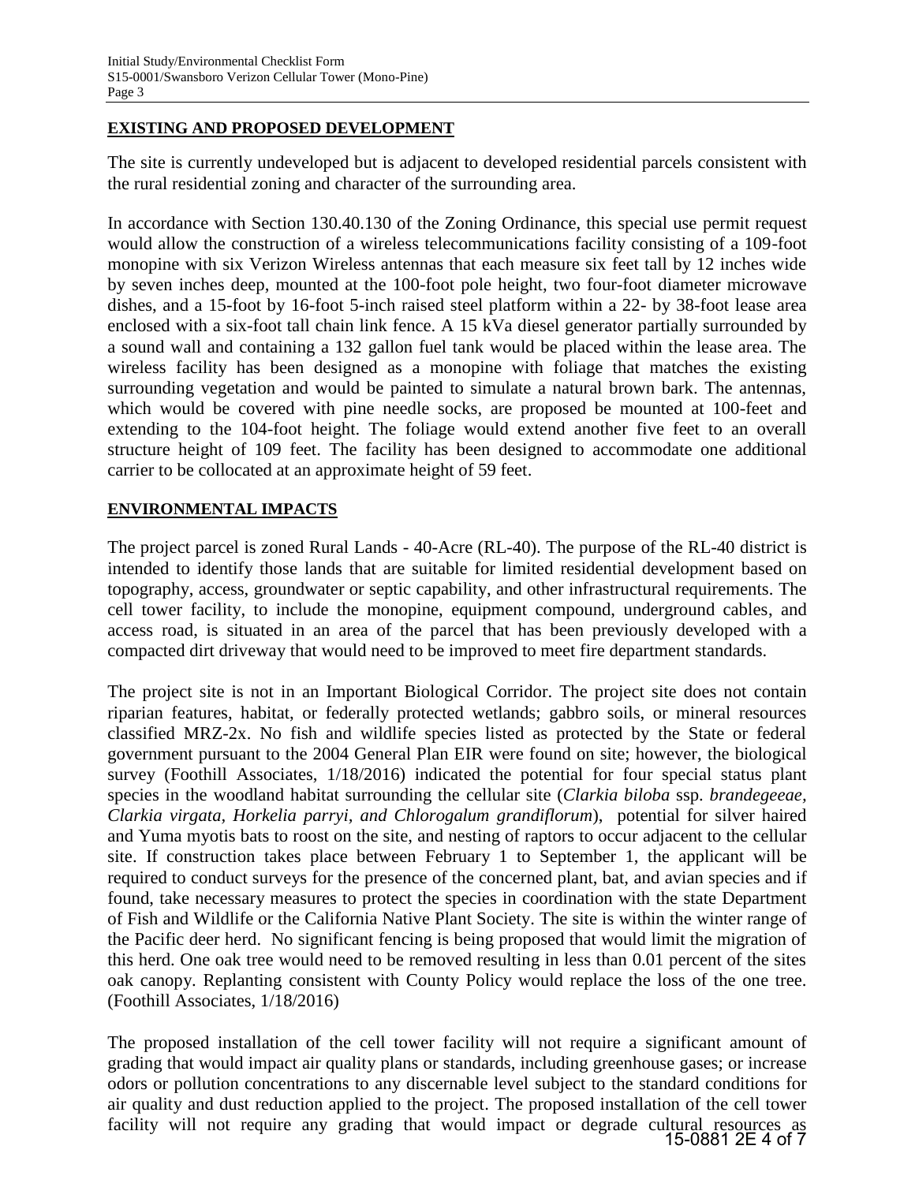## EXISTING AND PROPOSED DEVELOPMENT

The site is currently undeveloped but is adjacent to developed residential parcels consistent with the rural residential zoning and character of the surrounding area.

In accordance with Section 130.40.130 of the Zoning Ordinance, this special use permit request would allow the construction of a wireless telecommunications facility consisting of a 109-foot monopine with six Verizon Wireless antennas that each measure six feet tall by 12 inches wide by seven inches deep, mounted at the 100-foot pole height, two four-foot diameter microwave dishes, and a 15-foot by 16-foot 5-inch raised steel platform within a 22- by 38-foot lease area enclosed with a six-foot tall chain link fence. A 15 kVa diesel generator partially surrounded by a sound wall and containing a 132 gallon fuel tank would be placed within the lease area. The wireless facility has been designed as a monopine with foliage that matches the existing surrounding vegetation and would be painted to simulate a natural brown bark. The antennas, which would be covered with pine needle socks, are proposed be mounted at 100-feet and extending to the 104-foot height. The foliage would extend another five feet to an overall structure height of 109 feet. The facility has been designed to accommodate one additional carrier to be collocated at an approximate height of 59 feet.

## ENVIRONMENTAL IMPACTS

The project parcel is zoned Rural Lands - 40-Acre (RL-40). The purpose of the RL-40 district is intended to identify those lands that are suitable for limited residential development based on topography, access, groundwater or septic capability, and other infrastructural requirements. The cell tower facility, to include the monopine, equipment compound, underground cables, and access road, is situated in an area of the parcel that has been previously developed with a compacted dirt driveway that would need to be improved to meet fire department standards.

The project site is not in an Important Biological Corridor. The project site does not contain riparian features, habitat, or federally protected wetlands; gabbro soils, or mineral resources classified MRZ-2x. No fish and wildlife species listed as protected by the State or federal government pursuant to the 2004 General Plan EIR were found on site; however, the biological survey (Foothill Associates, 1/18/2016) indicated the potential for four special status plant species in the woodland habitat surrounding the cellular site (*Clarkia biloba* ssp. *brandegeeae, Clarkia virgata, Horkelia parryi, and Chlorogalum grandiflorum*), potential for silver haired and Yuma myotis bats to roost on the site, and nesting of raptors to occur adjacent to the cellular site. If construction takes place between February 1 to September 1, the applicant will be required to conduct surveys for the presence of the concerned plant, bat, and avian species and if found, take necessary measures to protect the species in coordination with the state Department of Fish and Wildlife or the California Native Plant Society. The site is within the winter range of the Pacific deer herd. No significant fencing is being proposed that would limit the migration of this herd. One oak tree would need to be removed resulting in less than 0.01 percent of the sites oak canopy. Replanting consistent with County Policy would replace the loss of the one tree. (Foothill Associates, 1/18/2016)

The proposed installation of the cell tower facility will not require a significant amount of grading that would impact air quality plans or standards, including greenhouse gases; or increase odors or pollution concentrations to any discernable level subject to the standard conditions for air quality and dust reduction applied to the project. The proposed installation of the cell tower facility will not require any grading that would impact or degrade cultural resources as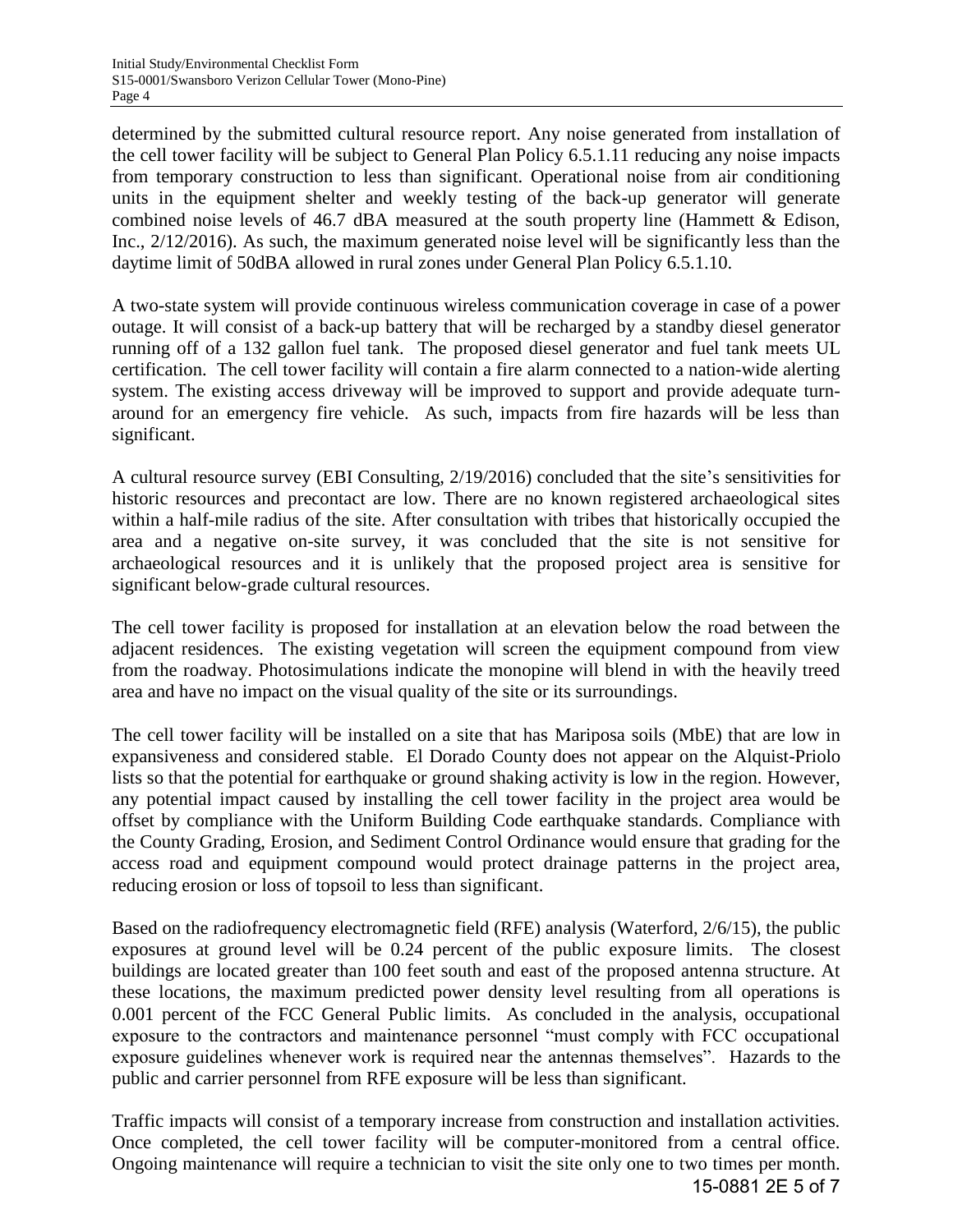determined by the submitted cultural resource report. Any noise generated from installation of the cell tower facility will be subject to General Plan Policy 6.5.1.11 reducing any noise impacts from temporary construction to less than significant. Operational noise from air conditioning units in the equipment shelter and weekly testing of the back-up generator will generate combined noise levels of 46.7 dBA measured at the south property line (Hammett & Edison, Inc., 2/12/2016). As such, the maximum generated noise level will be significantly less than the daytime limit of 50dBA allowed in rural zones under General Plan Policy 6.5.1.10.

A two-state system will provide continuous wireless communication coverage in case of a power outage. It will consist of a back-up battery that will be recharged by a standby diesel generator running off of a 132 gallon fuel tank. The proposed diesel generator and fuel tank meets UL certification. The cell tower facility will contain a fire alarm connected to a nation-wide alerting system. The existing access driveway will be improved to support and provide adequate turn-around for an emergency fire vehicle. As such, impacts from fire hazards will be less than significant.

A cultural resource survey (EBI Consulting, 2/19/2016) concluded that the site's sensitivities for historic resources and precontact are low. There are no known registered archaeological sites within a half-mile radius of the site. After consultation with tribes that historically occupied the area and a negative on-site survey, it was concluded that the site is not sensitive for archaeological resources and it is unlikely that the proposed project area is sensitive for significant below-grade cultural resources.

The cell tower facility is proposed for installation at an elevation below the road between the adjacent residences. The existing vegetation will screen the equipment compound from view from the roadway. Photosimulations indicate the monopine will blend in with the heavily treed area and have no impact on the visual quality of the site or its surroundings.

The cell tower facility will be installed on a site that has Mariposa soils (MbE) that are low in expansiveness and considered stable. El Dorado County does not appear on the Alquist-Priolo lists so that the potential for earthquake or ground shaking activity is low in the region. However, any potential impact caused by installing the cell tower facility in the project area would be offset by compliance with the Uniform Building Code earthquake standards. Compliance with the County Grading, Erosion, and Sediment Control Ordinance would ensure that grading for the access road and equipment compound would protect drainage patterns in the project area, reducing erosion or loss of topsoil to less than significant.

Based on the radiofrequency electromagnetic field (RFE) analysis (Waterford, 2/6/15), the public exposures at ground level will be 0.24 percent of the public exposure limits. The closest buildings are located greater than 100 feet south and east of the proposed antenna structure. At these locations, the maximum predicted power density level resulting from all operations is 0.001 percent of the FCC General Public limits. As concluded in the analysis, occupational exposure to the contractors and maintenance personnel "must comply with FCC occupational exposure guidelines whenever work is required near the antennas themselves". Hazards to the public and carrier personnel from RFE exposure will be less than significant.

Traffic impacts will consist of a temporary increase from construction and installation activities. Once completed, the cell tower facility will be computer-monitored from a central office. Ongoing maintenance will require a technician to visit the site only one to two times per month.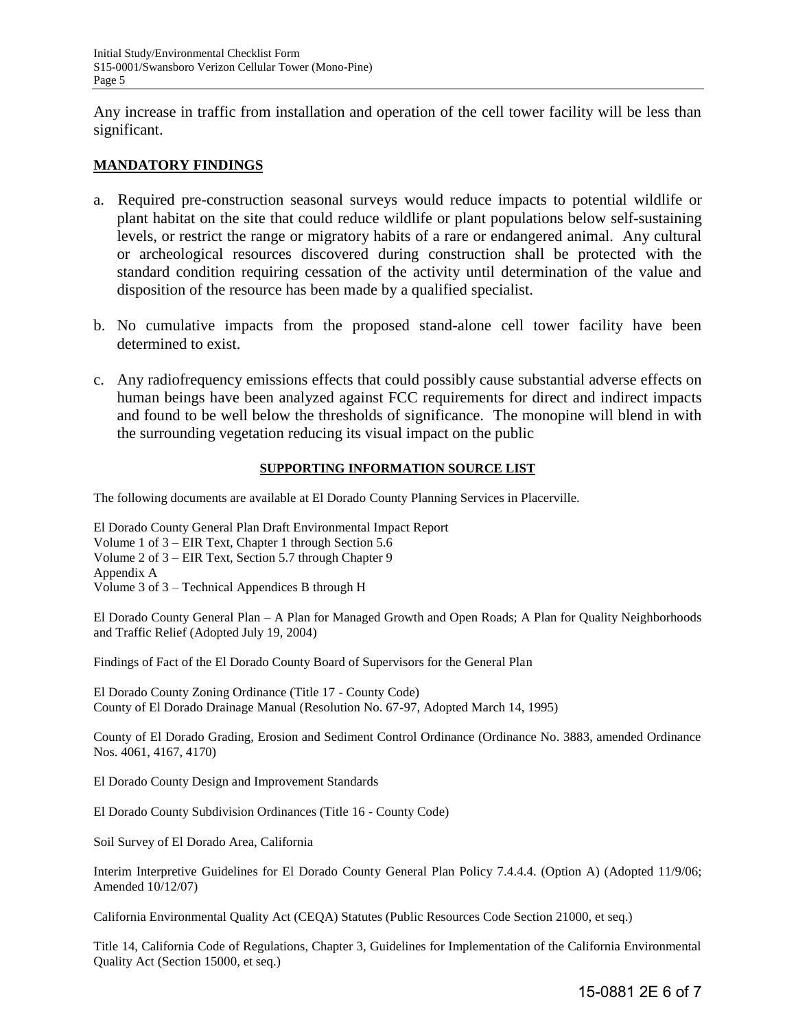Any increase in traffic from installation and operation of the cell tower facility will be less than significant.

## MANDATORY FINDINGS

a. Required pre-construction seasonal surveys would reduce impacts to potential wildlife or plant habitat on the site that could reduce wildlife or plant populations below self-sustaining levels, or restrict the range or migratory habits of a rare or endangered animal. Any cultural or archeological resources discovered during construction shall be protected with the standard condition requiring cessation of the activity until determination of the value and disposition of the resource has been made by a qualified specialist.

b. No cumulative impacts from the proposed stand-alone cell tower facility have been determined to exist.

c. Any radiofrequency emissions effects that could possibly cause substantial adverse effects on human beings have been analyzed against FCC requirements for direct and indirect impacts and found to be well below the thresholds of significance. The monopine will blend in with the surrounding vegetation reducing its visual impact on the public

### SUPPORTING INFORMATION SOURCE LIST

The following documents are available at El Dorado County Planning Services in Placerville.

El Dorado County General Plan Draft Environmental Impact Report
Volume 1 of 3 – EIR Text, Chapter 1 through Section 5.6
Volume 2 of 3 – EIR Text, Section 5.7 through Chapter 9
Appendix A
Volume 3 of 3 – Technical Appendices B through H

El Dorado County General Plan – A Plan for Managed Growth and Open Roads; A Plan for Quality Neighborhoods and Traffic Relief (Adopted July 19, 2004)

Findings of Fact of the El Dorado County Board of Supervisors for the General Plan

El Dorado County Zoning Ordinance (Title 17 - County Code)
County of El Dorado Drainage Manual (Resolution No. 67-97, Adopted March 14, 1995)

County of El Dorado Grading, Erosion and Sediment Control Ordinance (Ordinance No. 3883, amended Ordinance Nos. 4061, 4167, 4170)

El Dorado County Design and Improvement Standards

El Dorado County Subdivision Ordinances (Title 16 - County Code)

Soil Survey of El Dorado Area, California

Interim Interpretive Guidelines for El Dorado County General Plan Policy 7.4.4.4. (Option A) (Adopted 11/9/06; Amended 10/12/07)

California Environmental Quality Act (CEQA) Statutes (Public Resources Code Section 21000, et seq.)

Title 14, California Code of Regulations, Chapter 3, Guidelines for Implementation of the California Environmental Quality Act (Section 15000, et seq.)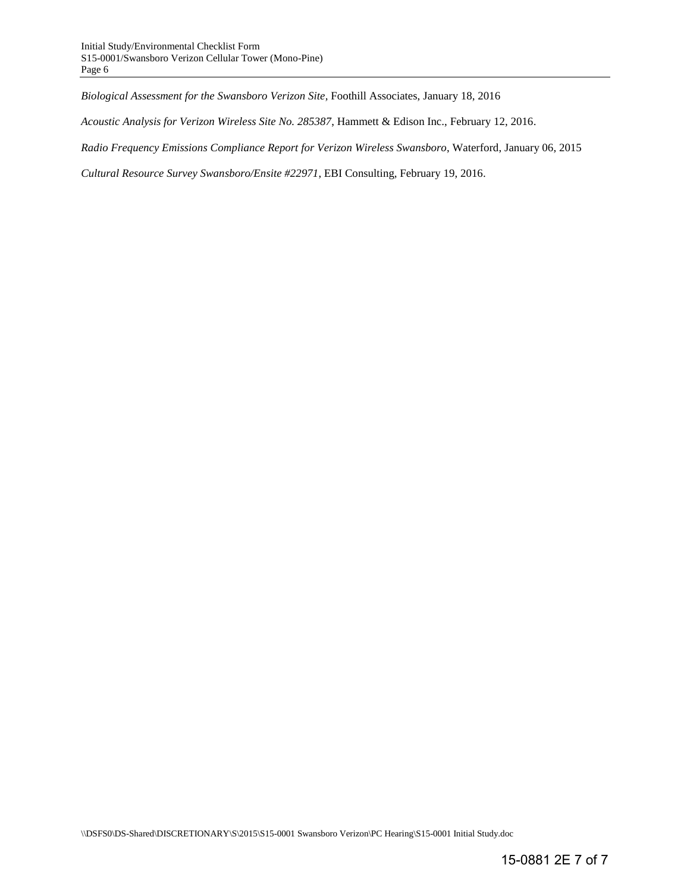*Biological Assessment for the Swansboro Verizon Site*, Foothill Associates, January 18, 2016

*Acoustic Analysis for Verizon Wireless Site No. 285387*, Hammett & Edison Inc., February 12, 2016.

*Radio Frequency Emissions Compliance Report for Verizon Wireless Swansboro*, Waterford, January 06, 2015

*Cultural Resource Survey Swansboro/Ensite #22971*, EBI Consulting, February 19, 2016.